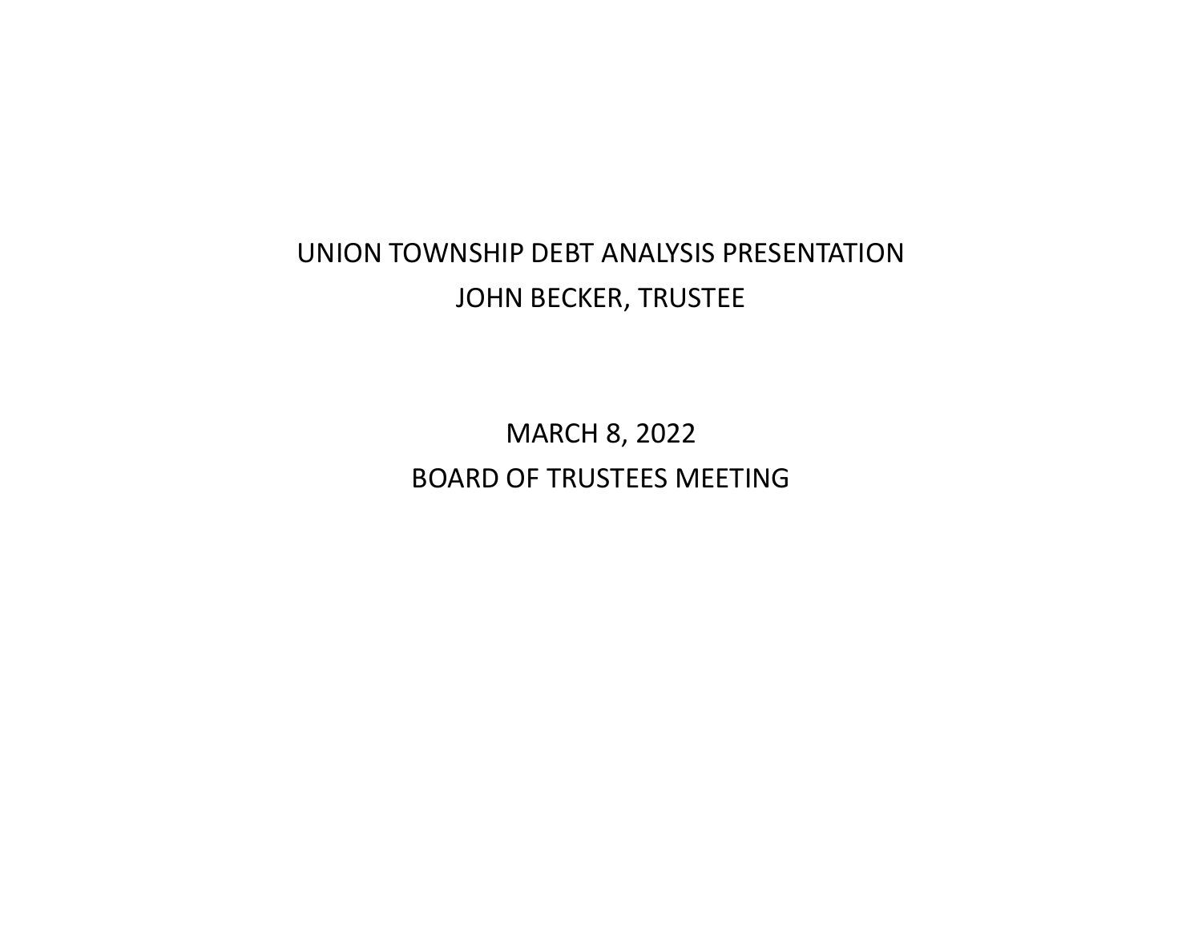# UNION TOWNSHIP DEBT ANALYSIS PRESENTATION

JOHN BECKER, TRUSTEE

MARCH 8, 2022

BOARD OF TRUSTEES MEETING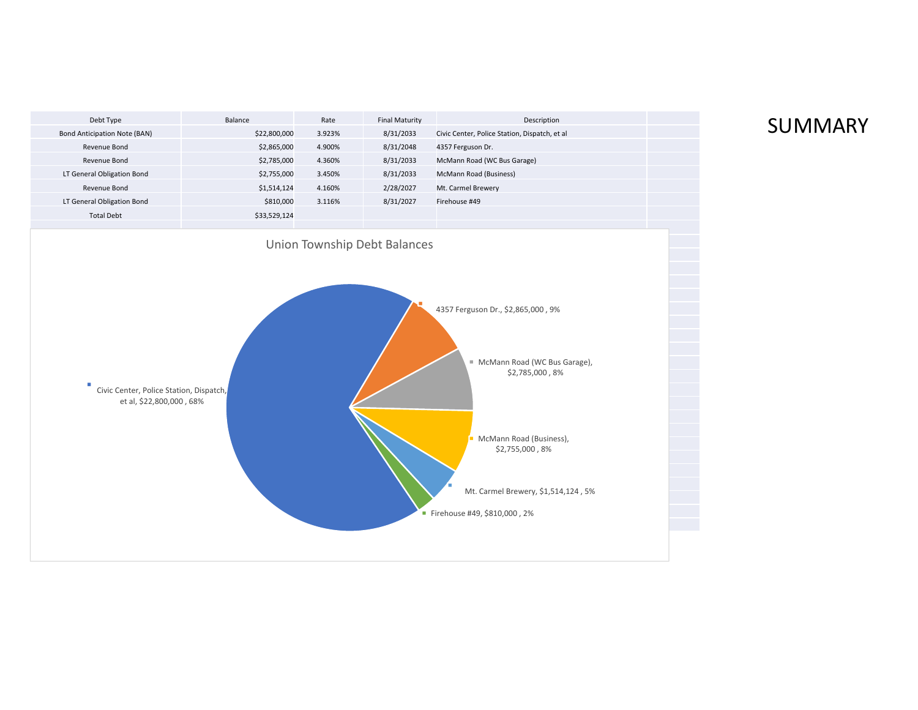# SUMMARY

| Debt Type | Balance | Rate | Final Maturity | Description |
|---|---|---|---|---|
| Bond Anticipation Note (BAN) | $22,800,000 | 3.923% | 8/31/2033 | Civic Center, Police Station, Dispatch, et al |
| Revenue Bond | $2,865,000 | 4.900% | 8/31/2048 | 4357 Ferguson Dr. |
| Revenue Bond | $2,785,000 | 4.360% | 8/31/2033 | McMann Road (WC Bus Garage) |
| LT General Obligation Bond | $2,755,000 | 3.450% | 8/31/2033 | McMann Road (Business) |
| Revenue Bond | $1,514,124 | 4.160% | 2/28/2027 | Mt. Carmel Brewery |
| LT General Obligation Bond | $810,000 | 3.116% | 8/31/2027 | Firehouse #49 |
| Total Debt | $33,529,124 | | | |

**Union Township Debt Balances**

- Civic Center, Police Station, Dispatch, et al, $22,800,000 , 68%
- 4357 Ferguson Dr., $2,865,000 , 9%
- McMann Road (WC Bus Garage), $2,785,000 , 8%
- McMann Road (Business), $2,755,000 , 8%
- Mt. Carmel Brewery, $1,514,124 , 5%
- Firehouse #49, $810,000 , 2%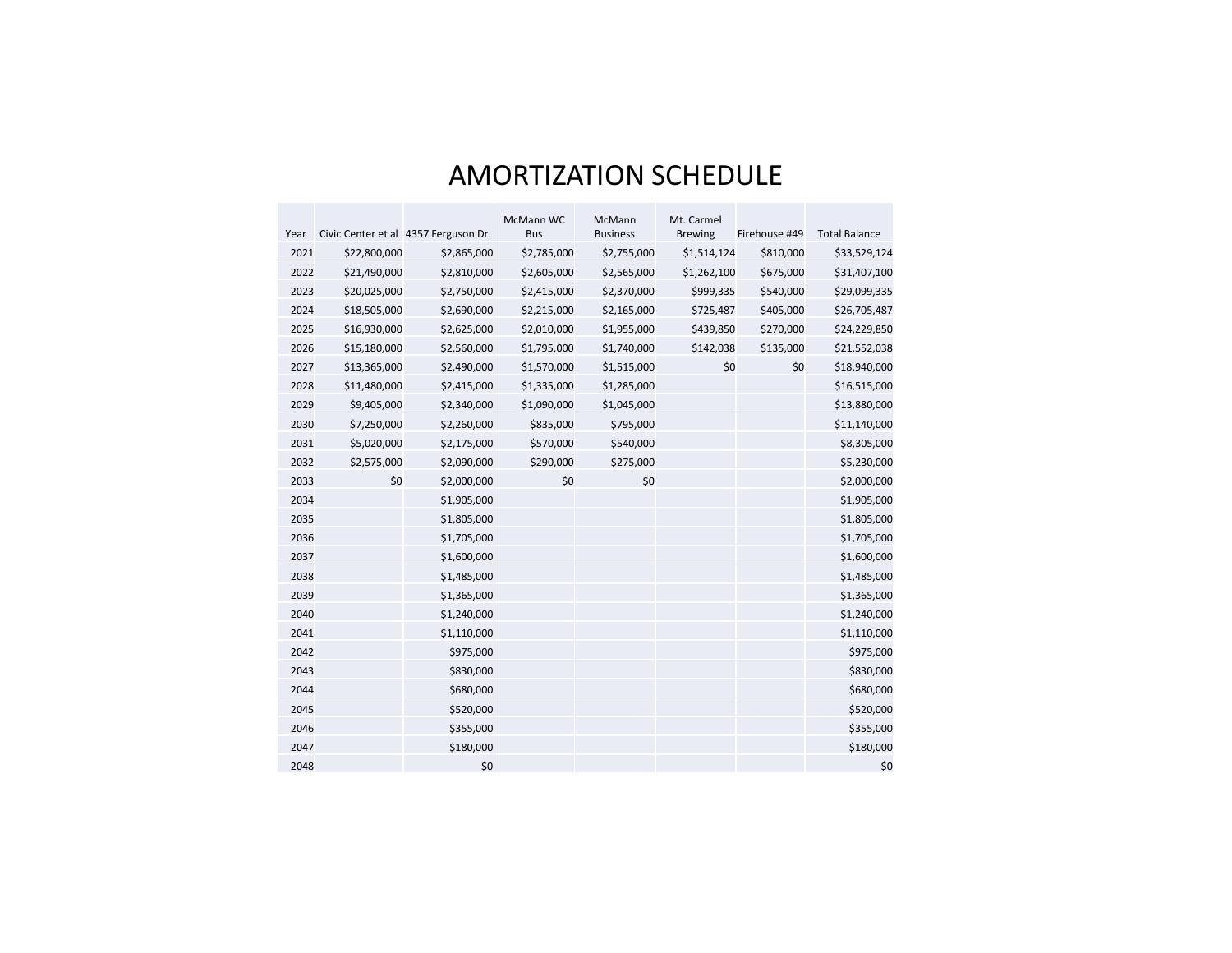# AMORTIZATION SCHEDULE

| Year | Civic Center et al | 4357 Ferguson Dr. | McMann WC Bus | McMann Business | Mt. Carmel Brewing | Firehouse #49 | Total Balance |
|---|---|---|---|---|---|---|---|
| 2021 | $22,800,000 | $2,865,000 | $2,785,000 | $2,755,000 | $1,514,124 | $810,000 | $33,529,124 |
| 2022 | $21,490,000 | $2,810,000 | $2,605,000 | $2,565,000 | $1,262,100 | $675,000 | $31,407,100 |
| 2023 | $20,025,000 | $2,750,000 | $2,415,000 | $2,370,000 | $999,335 | $540,000 | $29,099,335 |
| 2024 | $18,505,000 | $2,690,000 | $2,215,000 | $2,165,000 | $725,487 | $405,000 | $26,705,487 |
| 2025 | $16,930,000 | $2,625,000 | $2,010,000 | $1,955,000 | $439,850 | $270,000 | $24,229,850 |
| 2026 | $15,180,000 | $2,560,000 | $1,795,000 | $1,740,000 | $142,038 | $135,000 | $21,552,038 |
| 2027 | $13,365,000 | $2,490,000 | $1,570,000 | $1,515,000 | $0 | $0 | $18,940,000 |
| 2028 | $11,480,000 | $2,415,000 | $1,335,000 | $1,285,000 | | | $16,515,000 |
| 2029 | $9,405,000 | $2,340,000 | $1,090,000 | $1,045,000 | | | $13,880,000 |
| 2030 | $7,250,000 | $2,260,000 | $835,000 | $795,000 | | | $11,140,000 |
| 2031 | $5,020,000 | $2,175,000 | $570,000 | $540,000 | | | $8,305,000 |
| 2032 | $2,575,000 | $2,090,000 | $290,000 | $275,000 | | | $5,230,000 |
| 2033 | $0 | $2,000,000 | $0 | $0 | | | $2,000,000 |
| 2034 | | $1,905,000 | | | | | $1,905,000 |
| 2035 | | $1,805,000 | | | | | $1,805,000 |
| 2036 | | $1,705,000 | | | | | $1,705,000 |
| 2037 | | $1,600,000 | | | | | $1,600,000 |
| 2038 | | $1,485,000 | | | | | $1,485,000 |
| 2039 | | $1,365,000 | | | | | $1,365,000 |
| 2040 | | $1,240,000 | | | | | $1,240,000 |
| 2041 | | $1,110,000 | | | | | $1,110,000 |
| 2042 | | $975,000 | | | | | $975,000 |
| 2043 | | $830,000 | | | | | $830,000 |
| 2044 | | $680,000 | | | | | $680,000 |
| 2045 | | $520,000 | | | | | $520,000 |
| 2046 | | $355,000 | | | | | $355,000 |
| 2047 | | $180,000 | | | | | $180,000 |
| 2048 | | $0 | | | | | $0 |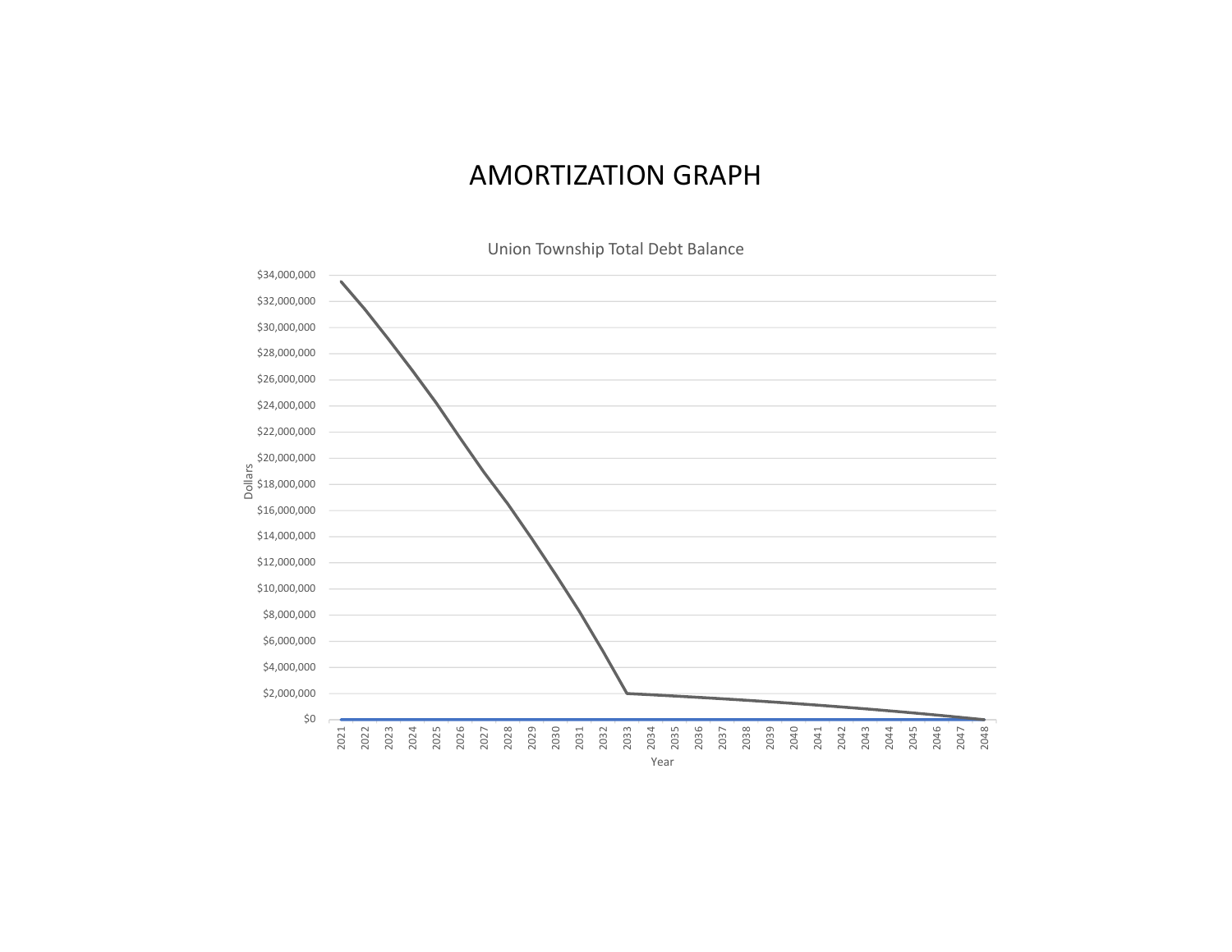# AMORTIZATION GRAPH

Union Township Total Debt Balance

Dollars

$34,000,000
$32,000,000
$30,000,000
$28,000,000
$26,000,000
$24,000,000
$22,000,000
$20,000,000
$18,000,000
$16,000,000
$14,000,000
$12,000,000
$10,000,000
$8,000,000
$6,000,000
$4,000,000
$2,000,000
$0

2021 2022 2023 2024 2025 2026 2027 2028 2029 2030 2031 2032 2033 2034 2035 2036 2037 2038 2039 2040 2041 2042 2043 2044 2045 2046 2047 2048

Year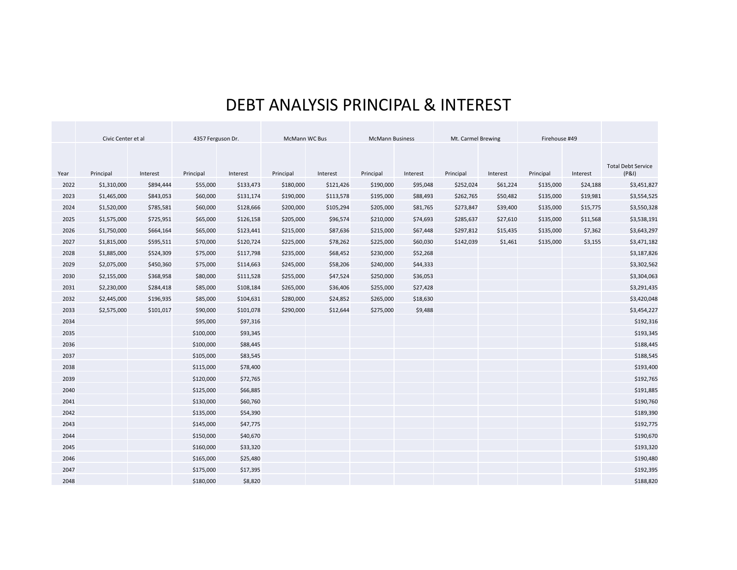# DEBT ANALYSIS PRINCIPAL & INTEREST

| | Civic Center et al | | 4357 Ferguson Dr. | | McMann WC Bus | | McMann Business | | Mt. Carmel Brewing | | Firehouse #49 | | |
|---|---|---|---|---|---|---|---|---|---|---|---|---|---|
| Year | Principal | Interest | Principal | Interest | Principal | Interest | Principal | Interest | Principal | Interest | Principal | Interest | Total Debt Service (P&I) |
| 2022 | $1,310,000 | $894,444 | $55,000 | $133,473 | $180,000 | $121,426 | $190,000 | $95,048 | $252,024 | $61,224 | $135,000 | $24,188 | $3,451,827 |
| 2023 | $1,465,000 | $843,053 | $60,000 | $131,174 | $190,000 | $113,578 | $195,000 | $88,493 | $262,765 | $50,482 | $135,000 | $19,981 | $3,554,525 |
| 2024 | $1,520,000 | $785,581 | $60,000 | $128,666 | $200,000 | $105,294 | $205,000 | $81,765 | $273,847 | $39,400 | $135,000 | $15,775 | $3,550,328 |
| 2025 | $1,575,000 | $725,951 | $65,000 | $126,158 | $205,000 | $96,574 | $210,000 | $74,693 | $285,637 | $27,610 | $135,000 | $11,568 | $3,538,191 |
| 2026 | $1,750,000 | $664,164 | $65,000 | $123,441 | $215,000 | $87,636 | $215,000 | $67,448 | $297,812 | $15,435 | $135,000 | $7,362 | $3,643,297 |
| 2027 | $1,815,000 | $595,511 | $70,000 | $120,724 | $225,000 | $78,262 | $225,000 | $60,030 | $142,039 | $1,461 | $135,000 | $3,155 | $3,471,182 |
| 2028 | $1,885,000 | $524,309 | $75,000 | $117,798 | $235,000 | $68,452 | $230,000 | $52,268 | | | | | $3,187,826 |
| 2029 | $2,075,000 | $450,360 | $75,000 | $114,663 | $245,000 | $58,206 | $240,000 | $44,333 | | | | | $3,302,562 |
| 2030 | $2,155,000 | $368,958 | $80,000 | $111,528 | $255,000 | $47,524 | $250,000 | $36,053 | | | | | $3,304,063 |
| 2031 | $2,230,000 | $284,418 | $85,000 | $108,184 | $265,000 | $36,406 | $255,000 | $27,428 | | | | | $3,291,435 |
| 2032 | $2,445,000 | $196,935 | $85,000 | $104,631 | $280,000 | $24,852 | $265,000 | $18,630 | | | | | $3,420,048 |
| 2033 | $2,575,000 | $101,017 | $90,000 | $101,078 | $290,000 | $12,644 | $275,000 | $9,488 | | | | | $3,454,227 |
| 2034 | | | $95,000 | $97,316 | | | | | | | | | $192,316 |
| 2035 | | | $100,000 | $93,345 | | | | | | | | | $193,345 |
| 2036 | | | $100,000 | $88,445 | | | | | | | | | $188,445 |
| 2037 | | | $105,000 | $83,545 | | | | | | | | | $188,545 |
| 2038 | | | $115,000 | $78,400 | | | | | | | | | $193,400 |
| 2039 | | | $120,000 | $72,765 | | | | | | | | | $192,765 |
| 2040 | | | $125,000 | $66,885 | | | | | | | | | $191,885 |
| 2041 | | | $130,000 | $60,760 | | | | | | | | | $190,760 |
| 2042 | | | $135,000 | $54,390 | | | | | | | | | $189,390 |
| 2043 | | | $145,000 | $47,775 | | | | | | | | | $192,775 |
| 2044 | | | $150,000 | $40,670 | | | | | | | | | $190,670 |
| 2045 | | | $160,000 | $33,320 | | | | | | | | | $193,320 |
| 2046 | | | $165,000 | $25,480 | | | | | | | | | $190,480 |
| 2047 | | | $175,000 | $17,395 | | | | | | | | | $192,395 |
| 2048 | | | $180,000 | $8,820 | | | | | | | | | $188,820 |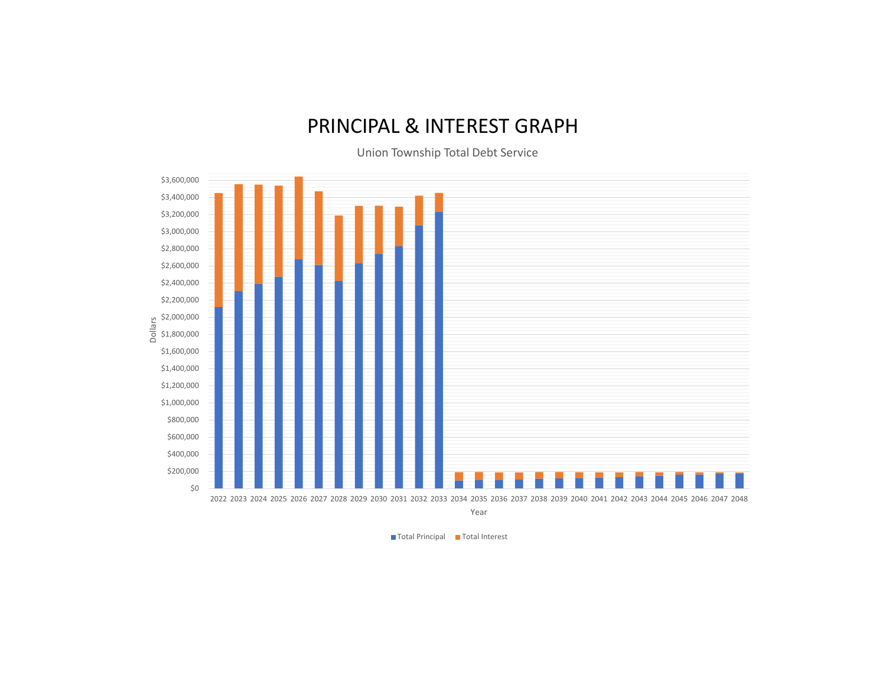# PRINCIPAL & INTEREST GRAPH

Union Township Total Debt Service

Dollars

$3,600,000
$3,400,000
$3,200,000
$3,000,000
$2,800,000
$2,600,000
$2,400,000
$2,200,000
$2,000,000
$1,800,000
$1,600,000
$1,400,000
$1,200,000
$1,000,000
$800,000
$600,000
$400,000
$200,000
$0

2022 2023 2024 2025 2026 2027 2028 2029 2030 2031 2032 2033 2034 2035 2036 2037 2038 2039 2040 2041 2042 2043 2044 2045 2046 2047 2048

Year

Total Principal
Total Interest